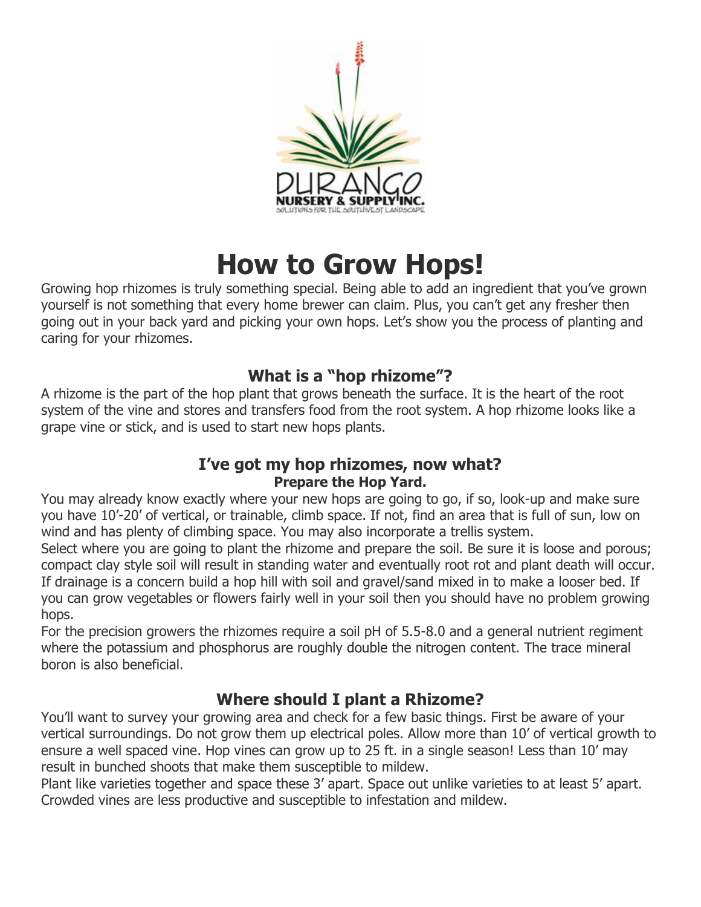# How to Grow Hops!

Growing hop rhizomes is truly something special. Being able to add an ingredient that you've grown yourself is not something that every home brewer can claim. Plus, you can't get any fresher then going out in your back yard and picking your own hops. Let's show you the process of planting and caring for your rhizomes.

## What is a "hop rhizome"?

A rhizome is the part of the hop plant that grows beneath the surface. It is the heart of the root system of the vine and stores and transfers food from the root system. A hop rhizome looks like a grape vine or stick, and is used to start new hops plants.

## I've got my hop rhizomes, now what?

### Prepare the Hop Yard.

You may already know exactly where your new hops are going to go, if so, look-up and make sure you have 10'-20' of vertical, or trainable, climb space. If not, find an area that is full of sun, low on wind and has plenty of climbing space. You may also incorporate a trellis system.

Select where you are going to plant the rhizome and prepare the soil. Be sure it is loose and porous; compact clay style soil will result in standing water and eventually root rot and plant death will occur. If drainage is a concern build a hop hill with soil and gravel/sand mixed in to make a looser bed. If you can grow vegetables or flowers fairly well in your soil then you should have no problem growing hops.

For the precision growers the rhizomes require a soil pH of 5.5-8.0 and a general nutrient regiment where the potassium and phosphorus are roughly double the nitrogen content. The trace mineral boron is also beneficial.

## Where should I plant a Rhizome?

You'll want to survey your growing area and check for a few basic things. First be aware of your vertical surroundings. Do not grow them up electrical poles. Allow more than 10' of vertical growth to ensure a well spaced vine. Hop vines can grow up to 25 ft. in a single season! Less than 10' may result in bunched shoots that make them susceptible to mildew.

Plant like varieties together and space these 3' apart. Space out unlike varieties to at least 5' apart. Crowded vines are less productive and susceptible to infestation and mildew.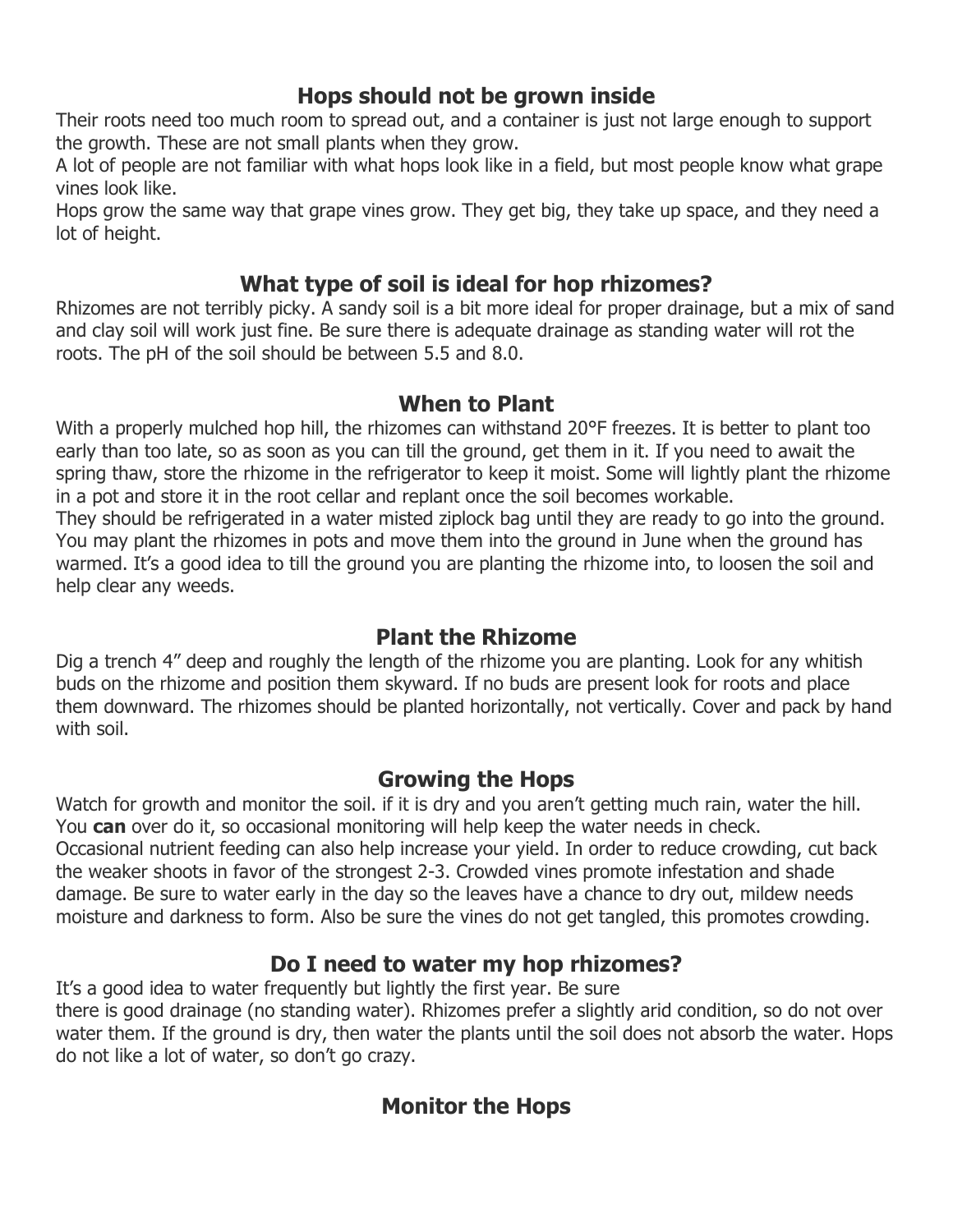## Hops should not be grown inside

Their roots need too much room to spread out, and a container is just not large enough to support the growth. These are not small plants when they grow.

A lot of people are not familiar with what hops look like in a field, but most people know what grape vines look like.

Hops grow the same way that grape vines grow. They get big, they take up space, and they need a lot of height.

## What type of soil is ideal for hop rhizomes?

Rhizomes are not terribly picky. A sandy soil is a bit more ideal for proper drainage, but a mix of sand and clay soil will work just fine. Be sure there is adequate drainage as standing water will rot the roots. The pH of the soil should be between 5.5 and 8.0.

## When to Plant

With a properly mulched hop hill, the rhizomes can withstand 20°F freezes. It is better to plant too early than too late, so as soon as you can till the ground, get them in it. If you need to await the spring thaw, store the rhizome in the refrigerator to keep it moist. Some will lightly plant the rhizome in a pot and store it in the root cellar and replant once the soil becomes workable.

They should be refrigerated in a water misted ziplock bag until they are ready to go into the ground. You may plant the rhizomes in pots and move them into the ground in June when the ground has warmed. It's a good idea to till the ground you are planting the rhizome into, to loosen the soil and help clear any weeds.

## Plant the Rhizome

Dig a trench 4" deep and roughly the length of the rhizome you are planting. Look for any whitish buds on the rhizome and position them skyward. If no buds are present look for roots and place them downward. The rhizomes should be planted horizontally, not vertically. Cover and pack by hand with soil.

## Growing the Hops

Watch for growth and monitor the soil. if it is dry and you aren't getting much rain, water the hill. You **can** over do it, so occasional monitoring will help keep the water needs in check.

Occasional nutrient feeding can also help increase your yield. In order to reduce crowding, cut back the weaker shoots in favor of the strongest 2-3. Crowded vines promote infestation and shade damage. Be sure to water early in the day so the leaves have a chance to dry out, mildew needs moisture and darkness to form. Also be sure the vines do not get tangled, this promotes crowding.

## Do I need to water my hop rhizomes?

It's a good idea to water frequently but lightly the first year. Be sure there is good drainage (no standing water). Rhizomes prefer a slightly arid condition, so do not over water them. If the ground is dry, then water the plants until the soil does not absorb the water. Hops do not like a lot of water, so don't go crazy.

## Monitor the Hops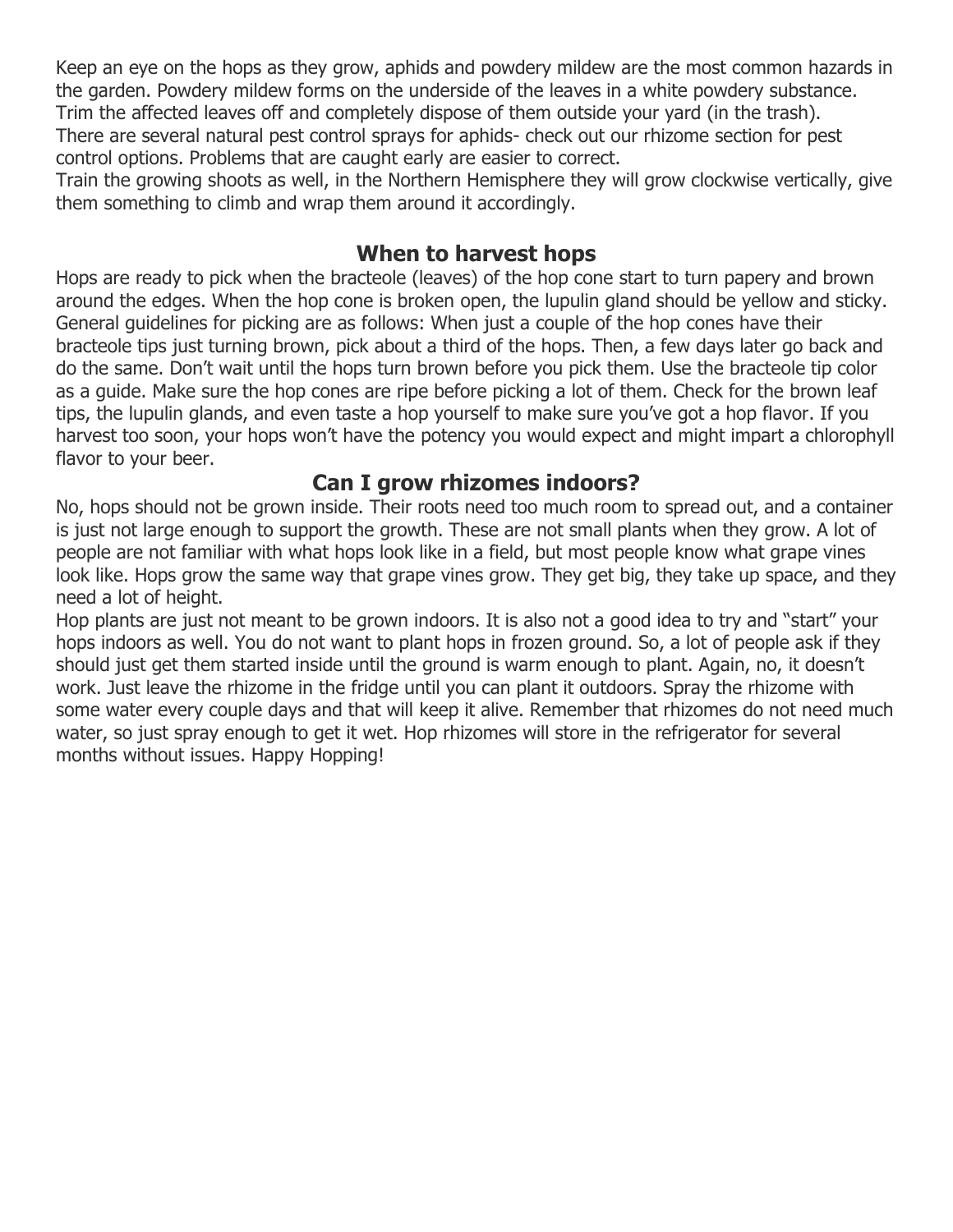Keep an eye on the hops as they grow, aphids and powdery mildew are the most common hazards in the garden. Powdery mildew forms on the underside of the leaves in a white powdery substance. Trim the affected leaves off and completely dispose of them outside your yard (in the trash).

There are several natural pest control sprays for aphids- check out our rhizome section for pest control options. Problems that are caught early are easier to correct.

Train the growing shoots as well, in the Northern Hemisphere they will grow clockwise vertically, give them something to climb and wrap them around it accordingly.

## When to harvest hops

Hops are ready to pick when the bracteole (leaves) of the hop cone start to turn papery and brown around the edges. When the hop cone is broken open, the lupulin gland should be yellow and sticky. General guidelines for picking are as follows: When just a couple of the hop cones have their bracteole tips just turning brown, pick about a third of the hops. Then, a few days later go back and do the same. Don't wait until the hops turn brown before you pick them. Use the bracteole tip color as a guide. Make sure the hop cones are ripe before picking a lot of them. Check for the brown leaf tips, the lupulin glands, and even taste a hop yourself to make sure you've got a hop flavor. If you harvest too soon, your hops won't have the potency you would expect and might impart a chlorophyll flavor to your beer.

## Can I grow rhizomes indoors?

No, hops should not be grown inside. Their roots need too much room to spread out, and a container is just not large enough to support the growth. These are not small plants when they grow. A lot of people are not familiar with what hops look like in a field, but most people know what grape vines look like. Hops grow the same way that grape vines grow. They get big, they take up space, and they need a lot of height.

Hop plants are just not meant to be grown indoors. It is also not a good idea to try and "start" your hops indoors as well. You do not want to plant hops in frozen ground. So, a lot of people ask if they should just get them started inside until the ground is warm enough to plant. Again, no, it doesn't work. Just leave the rhizome in the fridge until you can plant it outdoors. Spray the rhizome with some water every couple days and that will keep it alive. Remember that rhizomes do not need much water, so just spray enough to get it wet. Hop rhizomes will store in the refrigerator for several months without issues. Happy Hopping!